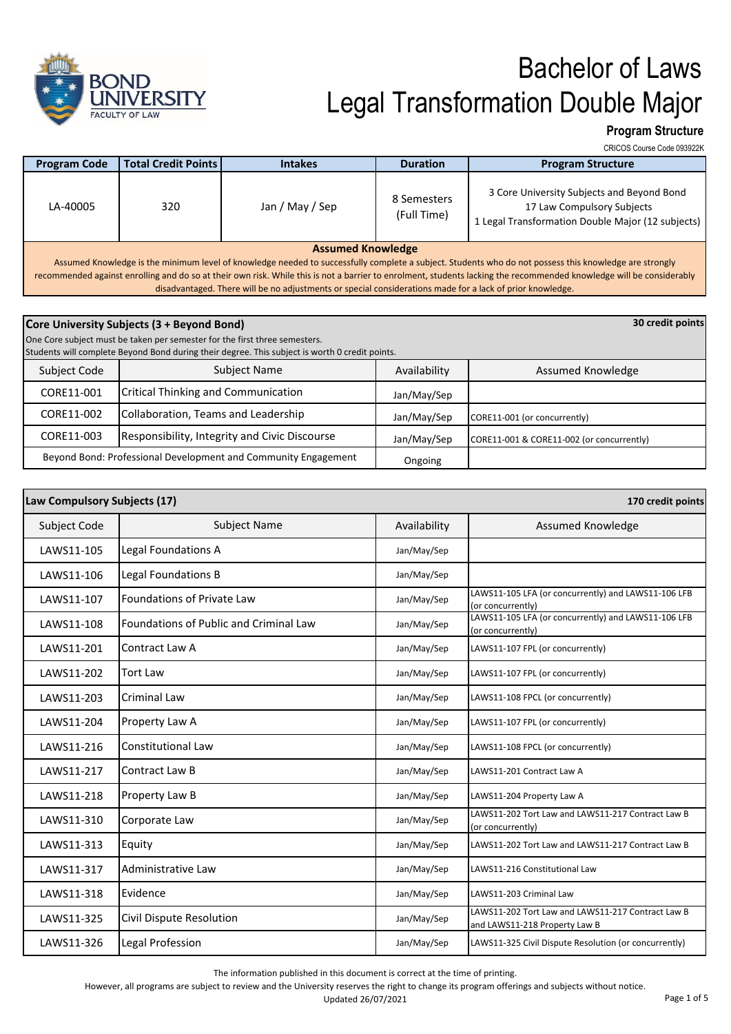# Bachelor of Laws
# Legal Transformation Double Major

**Program Structure**

CRICOS Course Code 093922K

| Program Code | Total Credit Points | Intakes | Duration | Program Structure |
|---|---|---|---|---|
| LA-40005 | 320 | Jan / May / Sep | 8 Semesters (Full Time) | 3 Core University Subjects and Beyond Bond<br>17 Law Compulsory Subjects<br>1 Legal Transformation Double Major (12 subjects) |

**Assumed Knowledge**

Assumed Knowledge is the minimum level of knowledge needed to successfully complete a subject. Students who do not possess this knowledge are strongly recommended against enrolling and do so at their own risk. While this is not a barrier to enrolment, students lacking the recommended knowledge will be considerably disadvantaged. There will be no adjustments or special considerations made for a lack of prior knowledge.

## Core University Subjects (3 + Beyond Bond)

**30 credit points**

One Core subject must be taken per semester for the first three semesters.
Students will complete Beyond Bond during their degree. This subject is worth 0 credit points.

| Subject Code | Subject Name | Availability | Assumed Knowledge |
|---|---|---|---|
| CORE11-001 | Critical Thinking and Communication | Jan/May/Sep | |
| CORE11-002 | Collaboration, Teams and Leadership | Jan/May/Sep | CORE11-001 (or concurrently) |
| CORE11-003 | Responsibility, Integrity and Civic Discourse | Jan/May/Sep | CORE11-001 & CORE11-002 (or concurrently) |
| Beyond Bond: Professional Development and Community Engagement | | Ongoing | |

## Law Compulsory Subjects (17)

**170 credit points**

| Subject Code | Subject Name | Availability | Assumed Knowledge |
|---|---|---|---|
| LAWS11-105 | Legal Foundations A | Jan/May/Sep | |
| LAWS11-106 | Legal Foundations B | Jan/May/Sep | |
| LAWS11-107 | Foundations of Private Law | Jan/May/Sep | LAWS11-105 LFA (or concurrently) and LAWS11-106 LFB (or concurrently) |
| LAWS11-108 | Foundations of Public and Criminal Law | Jan/May/Sep | LAWS11-105 LFA (or concurrently) and LAWS11-106 LFB (or concurrently) |
| LAWS11-201 | Contract Law A | Jan/May/Sep | LAWS11-107 FPL (or concurrently) |
| LAWS11-202 | Tort Law | Jan/May/Sep | LAWS11-107 FPL (or concurrently) |
| LAWS11-203 | Criminal Law | Jan/May/Sep | LAWS11-108 FPCL (or concurrently) |
| LAWS11-204 | Property Law A | Jan/May/Sep | LAWS11-107 FPL (or concurrently) |
| LAWS11-216 | Constitutional Law | Jan/May/Sep | LAWS11-108 FPCL (or concurrently) |
| LAWS11-217 | Contract Law B | Jan/May/Sep | LAWS11-201 Contract Law A |
| LAWS11-218 | Property Law B | Jan/May/Sep | LAWS11-204 Property Law A |
| LAWS11-310 | Corporate Law | Jan/May/Sep | LAWS11-202 Tort Law and LAWS11-217 Contract Law B (or concurrently) |
| LAWS11-313 | Equity | Jan/May/Sep | LAWS11-202 Tort Law and LAWS11-217 Contract Law B |
| LAWS11-317 | Administrative Law | Jan/May/Sep | LAWS11-216 Constitutional Law |
| LAWS11-318 | Evidence | Jan/May/Sep | LAWS11-203 Criminal Law |
| LAWS11-325 | Civil Dispute Resolution | Jan/May/Sep | LAWS11-202 Tort Law and LAWS11-217 Contract Law B and LAWS11-218 Property Law B |
| LAWS11-326 | Legal Profession | Jan/May/Sep | LAWS11-325 Civil Dispute Resolution (or concurrently) |

The information published in this document is correct at the time of printing.
However, all programs are subject to review and the University reserves the right to change its program offerings and subjects without notice.
Updated 26/07/2021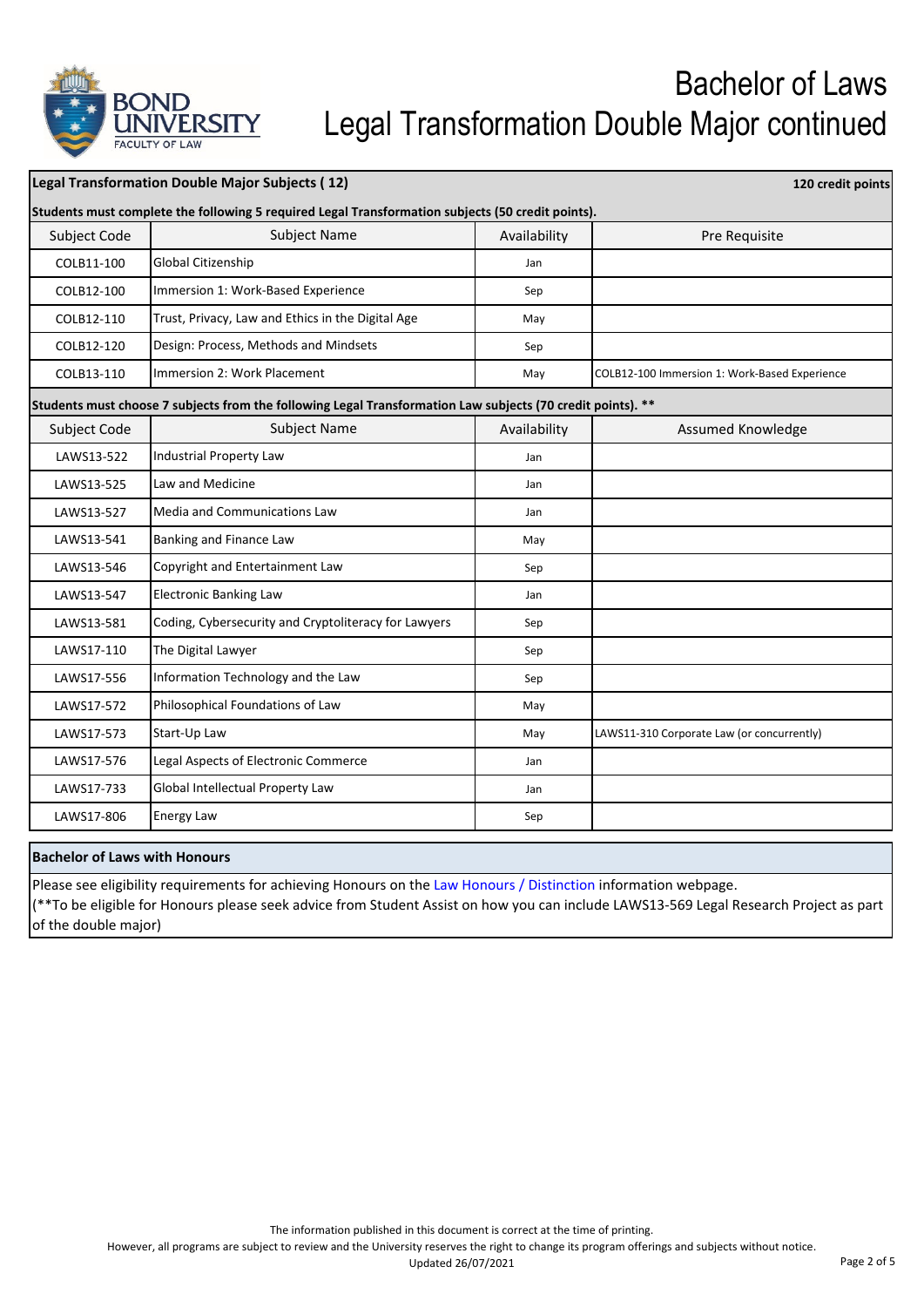# Bachelor of Laws
## Legal Transformation Double Major continued

**Legal Transformation Double Major Subjects ( 12)** — **120 credit points**

**Students must complete the following 5 required Legal Transformation subjects (50 credit points).**

| Subject Code | Subject Name | Availability | Pre Requisite |
|---|---|---|---|
| COLB11-100 | Global Citizenship | Jan | |
| COLB12-100 | Immersion 1: Work-Based Experience | Sep | |
| COLB12-110 | Trust, Privacy, Law and Ethics in the Digital Age | May | |
| COLB12-120 | Design: Process, Methods and Mindsets | Sep | |
| COLB13-110 | Immersion 2: Work Placement | May | COLB12-100 Immersion 1: Work-Based Experience |

**Students must choose 7 subjects from the following Legal Transformation Law subjects (70 credit points). ****

| Subject Code | Subject Name | Availability | Assumed Knowledge |
|---|---|---|---|
| LAWS13-522 | Industrial Property Law | Jan | |
| LAWS13-525 | Law and Medicine | Jan | |
| LAWS13-527 | Media and Communications Law | Jan | |
| LAWS13-541 | Banking and Finance Law | May | |
| LAWS13-546 | Copyright and Entertainment Law | Sep | |
| LAWS13-547 | Electronic Banking Law | Jan | |
| LAWS13-581 | Coding, Cybersecurity and Cryptoliteracy for Lawyers | Sep | |
| LAWS17-110 | The Digital Lawyer | Sep | |
| LAWS17-556 | Information Technology and the Law | Sep | |
| LAWS17-572 | Philosophical Foundations of Law | May | |
| LAWS17-573 | Start-Up Law | May | LAWS11-310 Corporate Law (or concurrently) |
| LAWS17-576 | Legal Aspects of Electronic Commerce | Jan | |
| LAWS17-733 | Global Intellectual Property Law | Jan | |
| LAWS17-806 | Energy Law | Sep | |

**Bachelor of Laws with Honours**

Please see eligibility requirements for achieving Honours on the Law Honours / Distinction information webpage.

(**To be eligible for Honours please seek advice from Student Assist on how you can include LAWS13-569 Legal Research Project as part of the double major)

The information published in this document is correct at the time of printing.
However, all programs are subject to review and the University reserves the right to change its program offerings and subjects without notice.
Updated 26/07/2021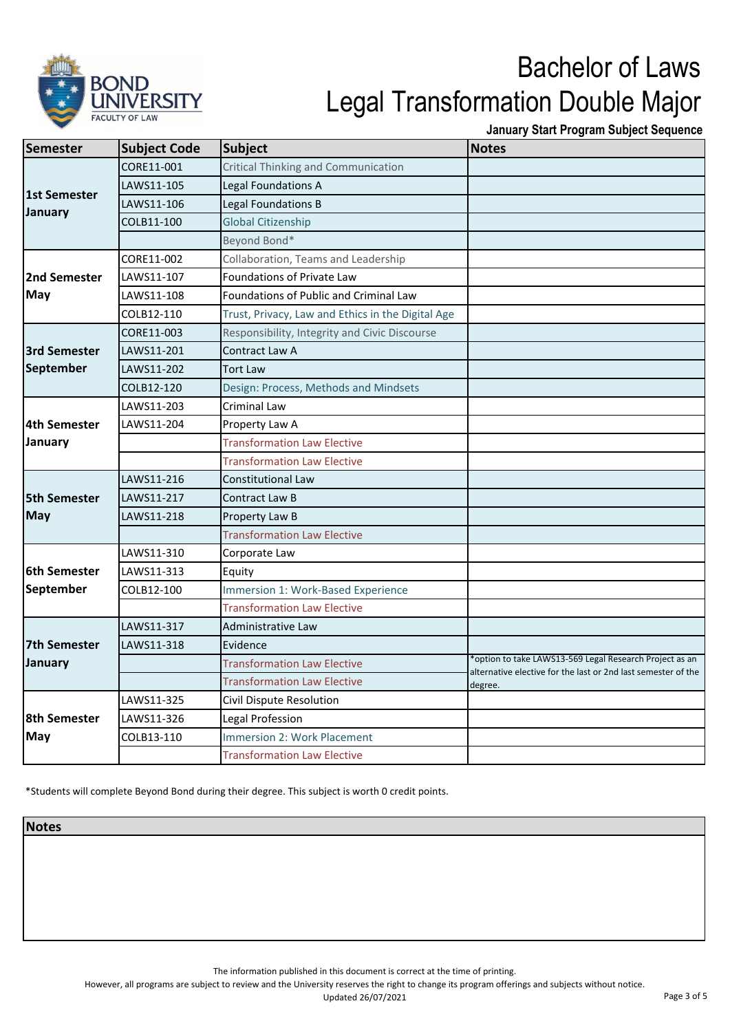# Bachelor of Laws
# Legal Transformation Double Major

**January Start Program Subject Sequence**

| Semester | Subject Code | Subject | Notes |
|---|---|---|---|
| 1st Semester January | CORE11-001 | Critical Thinking and Communication | |
| | LAWS11-105 | Legal Foundations A | |
| | LAWS11-106 | Legal Foundations B | |
| | COLB11-100 | Global Citizenship | |
| | | Beyond Bond* | |
| 2nd Semester May | CORE11-002 | Collaboration, Teams and Leadership | |
| | LAWS11-107 | Foundations of Private Law | |
| | LAWS11-108 | Foundations of Public and Criminal Law | |
| | COLB12-110 | Trust, Privacy, Law and Ethics in the Digital Age | |
| 3rd Semester September | CORE11-003 | Responsibility, Integrity and Civic Discourse | |
| | LAWS11-201 | Contract Law A | |
| | LAWS11-202 | Tort Law | |
| | COLB12-120 | Design: Process, Methods and Mindsets | |
| 4th Semester January | LAWS11-203 | Criminal Law | |
| | LAWS11-204 | Property Law A | |
| | | Transformation Law Elective | |
| | | Transformation Law Elective | |
| 5th Semester May | LAWS11-216 | Constitutional Law | |
| | LAWS11-217 | Contract Law B | |
| | LAWS11-218 | Property Law B | |
| | | Transformation Law Elective | |
| 6th Semester September | LAWS11-310 | Corporate Law | |
| | LAWS11-313 | Equity | |
| | COLB12-100 | Immersion 1: Work-Based Experience | |
| | | Transformation Law Elective | |
| 7th Semester January | LAWS11-317 | Administrative Law | |
| | LAWS11-318 | Evidence | |
| | | Transformation Law Elective | *option to take LAWS13-569 Legal Research Project as an alternative elective for the last or 2nd last semester of the degree. |
| | | Transformation Law Elective | |
| 8th Semester May | LAWS11-325 | Civil Dispute Resolution | |
| | LAWS11-326 | Legal Profession | |
| | COLB13-110 | Immersion 2: Work Placement | |
| | | Transformation Law Elective | |

*Students will complete Beyond Bond during their degree. This subject is worth 0 credit points.

| Notes |
|---|
| |

The information published in this document is correct at the time of printing.
However, all programs are subject to review and the University reserves the right to change its program offerings and subjects without notice.
Updated 26/07/2021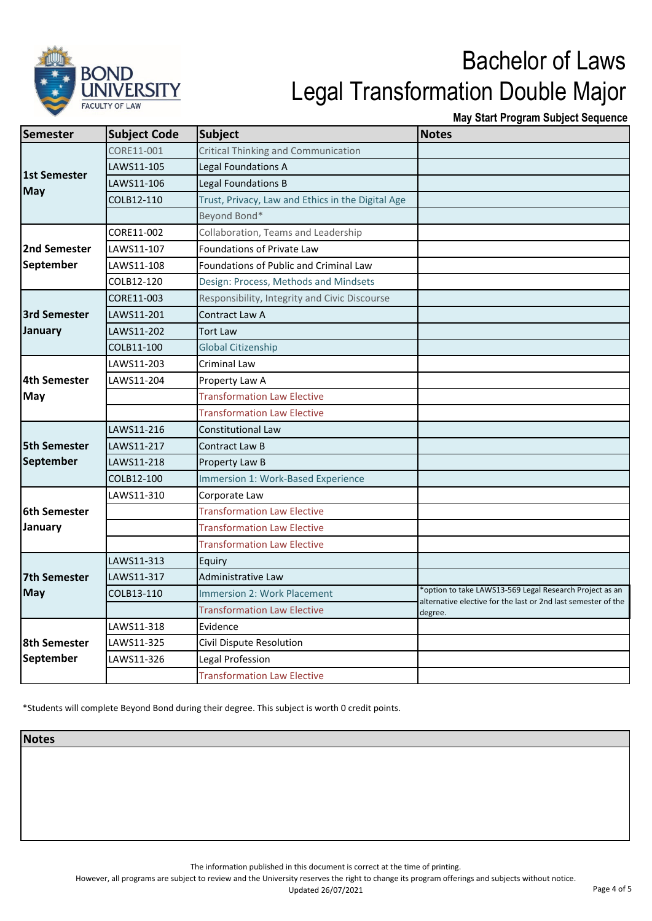# Bachelor of Laws
# Legal Transformation Double Major

**May Start Program Subject Sequence**

| Semester | Subject Code | Subject | Notes |
|---|---|---|---|
| 1st Semester May | CORE11-001 | Critical Thinking and Communication | |
| | LAWS11-105 | Legal Foundations A | |
| | LAWS11-106 | Legal Foundations B | |
| | COLB12-110 | Trust, Privacy, Law and Ethics in the Digital Age | |
| | | Beyond Bond* | |
| 2nd Semester September | CORE11-002 | Collaboration, Teams and Leadership | |
| | LAWS11-107 | Foundations of Private Law | |
| | LAWS11-108 | Foundations of Public and Criminal Law | |
| | COLB12-120 | Design: Process, Methods and Mindsets | |
| 3rd Semester January | CORE11-003 | Responsibility, Integrity and Civic Discourse | |
| | LAWS11-201 | Contract Law A | |
| | LAWS11-202 | Tort Law | |
| | COLB11-100 | Global Citizenship | |
| 4th Semester May | LAWS11-203 | Criminal Law | |
| | LAWS11-204 | Property Law A | |
| | | Transformation Law Elective | |
| | | Transformation Law Elective | |
| 5th Semester September | LAWS11-216 | Constitutional Law | |
| | LAWS11-217 | Contract Law B | |
| | LAWS11-218 | Property Law B | |
| | COLB12-100 | Immersion 1: Work-Based Experience | |
| 6th Semester January | LAWS11-310 | Corporate Law | |
| | | Transformation Law Elective | |
| | | Transformation Law Elective | |
| | | Transformation Law Elective | |
| 7th Semester May | LAWS11-313 | Equity | |
| | LAWS11-317 | Administrative Law | |
| | COLB13-110 | Immersion 2: Work Placement | *option to take LAWS13-569 Legal Research Project as an alternative elective for the last or 2nd last semester of the degree. |
| | | Transformation Law Elective | |
| 8th Semester September | LAWS11-318 | Evidence | |
| | LAWS11-325 | Civil Dispute Resolution | |
| | LAWS11-326 | Legal Profession | |
| | | Transformation Law Elective | |

*Students will complete Beyond Bond during their degree. This subject is worth 0 credit points.

**Notes**

The information published in this document is correct at the time of printing.
However, all programs are subject to review and the University reserves the right to change its program offerings and subjects without notice.
Updated 26/07/2021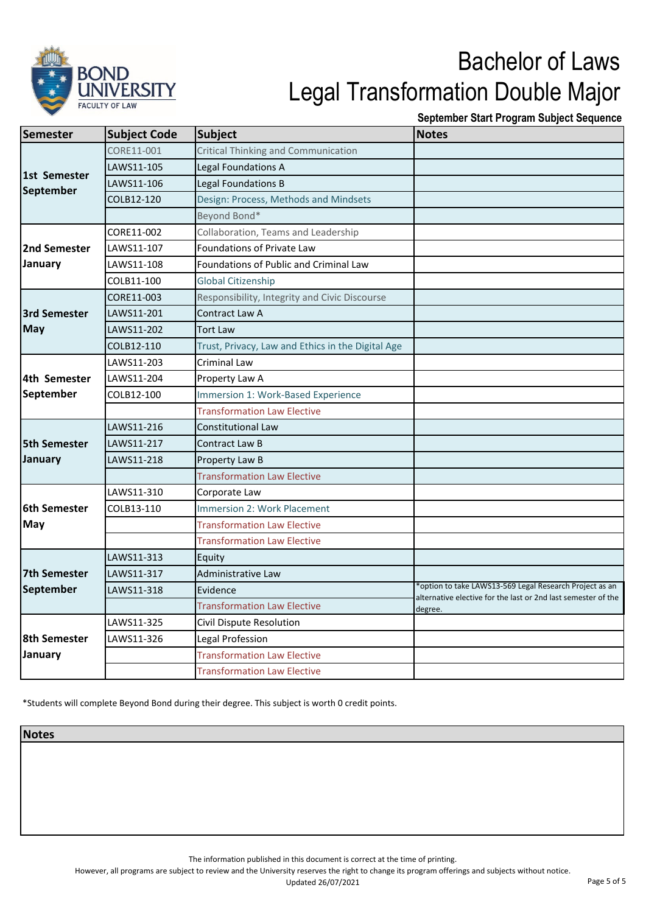# Bachelor of Laws
# Legal Transformation Double Major

**September Start Program Subject Sequence**

| Semester | Subject Code | Subject | Notes |
|---|---|---|---|
| 1st Semester September | CORE11-001 | Critical Thinking and Communication | |
| | LAWS11-105 | Legal Foundations A | |
| | LAWS11-106 | Legal Foundations B | |
| | COLB12-120 | Design: Process, Methods and Mindsets | |
| | | Beyond Bond* | |
| 2nd Semester January | CORE11-002 | Collaboration, Teams and Leadership | |
| | LAWS11-107 | Foundations of Private Law | |
| | LAWS11-108 | Foundations of Public and Criminal Law | |
| | COLB11-100 | Global Citizenship | |
| 3rd Semester May | CORE11-003 | Responsibility, Integrity and Civic Discourse | |
| | LAWS11-201 | Contract Law A | |
| | LAWS11-202 | Tort Law | |
| | COLB12-110 | Trust, Privacy, Law and Ethics in the Digital Age | |
| 4th Semester September | LAWS11-203 | Criminal Law | |
| | LAWS11-204 | Property Law A | |
| | COLB12-100 | Immersion 1: Work-Based Experience | |
| | | Transformation Law Elective | |
| 5th Semester January | LAWS11-216 | Constitutional Law | |
| | LAWS11-217 | Contract Law B | |
| | LAWS11-218 | Property Law B | |
| | | Transformation Law Elective | |
| 6th Semester May | LAWS11-310 | Corporate Law | |
| | COLB13-110 | Immersion 2: Work Placement | |
| | | Transformation Law Elective | |
| | | Transformation Law Elective | |
| 7th Semester September | LAWS11-313 | Equity | |
| | LAWS11-317 | Administrative Law | |
| | LAWS11-318 | Evidence | *option to take LAWS13-569 Legal Research Project as an alternative elective for the last or 2nd last semester of the degree. |
| | | Transformation Law Elective | |
| 8th Semester January | LAWS11-325 | Civil Dispute Resolution | |
| | LAWS11-326 | Legal Profession | |
| | | Transformation Law Elective | |
| | | Transformation Law Elective | |

*Students will complete Beyond Bond during their degree. This subject is worth 0 credit points.

| Notes |
|---|
| |

The information published in this document is correct at the time of printing.
However, all programs are subject to review and the University reserves the right to change its program offerings and subjects without notice.
Updated 26/07/2021